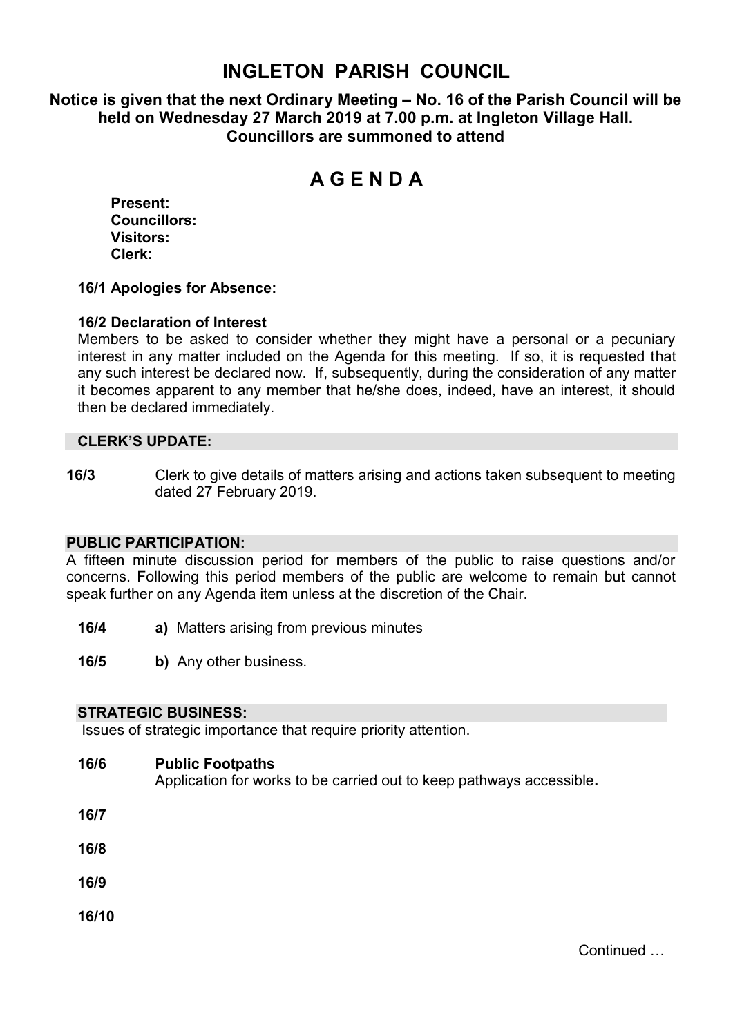# INGLETON PARISH COUNCIL

**Notice is given that the next Ordinary Meeting – No. 16 of the Parish Council will be held on Wednesday 27 March 2019 at 7.00 p.m. at Ingleton Village Hall. Councillors are summoned to attend**

## A G E N D A

**Present:**
**Councillors:**
**Visitors:**
**Clerk:**

**16/1 Apologies for Absence:**

**16/2 Declaration of Interest**
Members to be asked to consider whether they might have a personal or a pecuniary interest in any matter included on the Agenda for this meeting. If so, it is requested that any such interest be declared now. If, subsequently, during the consideration of any matter it becomes apparent to any member that he/she does, indeed, have an interest, it should then be declared immediately.

### CLERK'S UPDATE:

**16/3** Clerk to give details of matters arising and actions taken subsequent to meeting dated 27 February 2019.

### PUBLIC PARTICIPATION:

A fifteen minute discussion period for members of the public to raise questions and/or concerns. Following this period members of the public are welcome to remain but cannot speak further on any Agenda item unless at the discretion of the Chair.

**16/4** **a)** Matters arising from previous minutes

**16/5** **b)** Any other business.

### STRATEGIC BUSINESS:

Issues of strategic importance that require priority attention.

**16/6** **Public Footpaths**
Application for works to be carried out to keep pathways accessible**.**

**16/7**

**16/8**

**16/9**

**16/10**

Continued …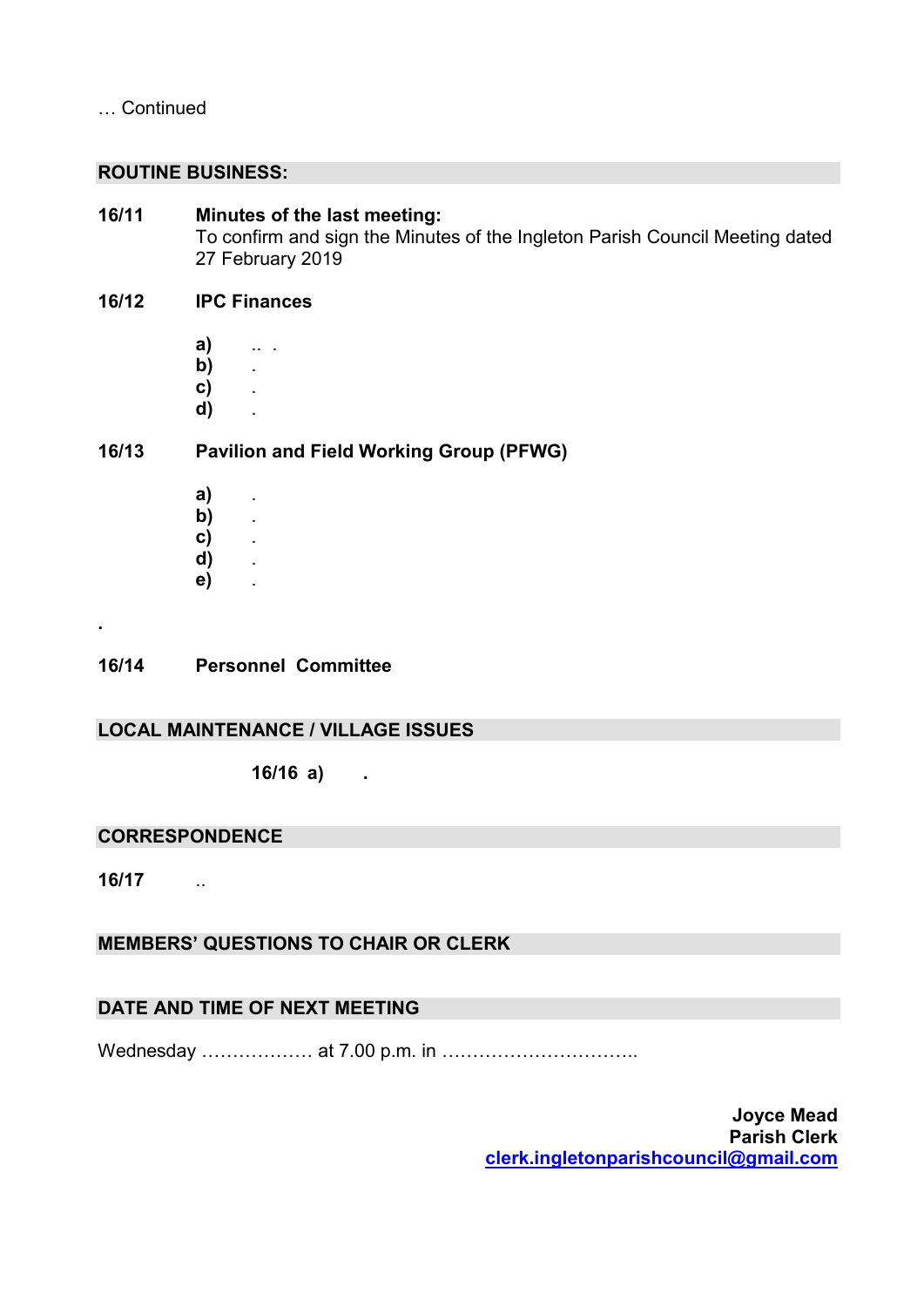… Continued

## ROUTINE BUSINESS:

**16/11** **Minutes of the last meeting:**
To confirm and sign the Minutes of the Ingleton Parish Council Meeting dated 27 February 2019

**16/12** **IPC Finances**

**a)** .. .
**b)** .
**c)** .
**d)** .

**16/13** **Pavilion and Field Working Group (PFWG)**

**a)** .
**b)** .
**c)** .
**d)** .
**e)** .

**.**

**16/14** **Personnel Committee**

## LOCAL MAINTENANCE / VILLAGE ISSUES

**16/16 a)** **.**

## CORRESPONDENCE

**16/17** ..

## MEMBERS' QUESTIONS TO CHAIR OR CLERK

## DATE AND TIME OF NEXT MEETING

Wednesday ……………… at 7.00 p.m. in …………………………..

**Joyce Mead**
**Parish Clerk**
**clerk.ingletonparishcouncil@gmail.com**